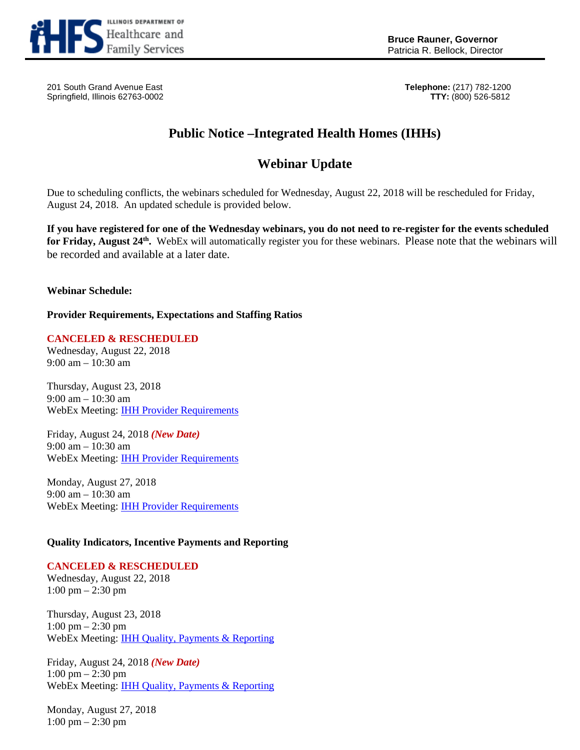ILLINOIS DEPARTMENT OF Healthcare and Family Services

**Bruce Rauner, Governor**
Patricia R. Bellock, Director

201 South Grand Avenue East
Springfield, Illinois 62763-0002

**Telephone:** (217) 782-1200
**TTY:** (800) 526-5812

# Public Notice –Integrated Health Homes (IHHs)

## Webinar Update

Due to scheduling conflicts, the webinars scheduled for Wednesday, August 22, 2018 will be rescheduled for Friday, August 24, 2018. An updated schedule is provided below.

**If you have registered for one of the Wednesday webinars, you do not need to re-register for the events scheduled for Friday, August 24th.** WebEx will automatically register you for these webinars. Please note that the webinars will be recorded and available at a later date.

**Webinar Schedule:**

**Provider Requirements, Expectations and Staffing Ratios**

**CANCELED & RESCHEDULED**
Wednesday, August 22, 2018
9:00 am – 10:30 am

Thursday, August 23, 2018
9:00 am – 10:30 am
WebEx Meeting: IHH Provider Requirements

Friday, August 24, 2018 ***(New Date)***
9:00 am – 10:30 am
WebEx Meeting: IHH Provider Requirements

Monday, August 27, 2018
9:00 am – 10:30 am
WebEx Meeting: IHH Provider Requirements

**Quality Indicators, Incentive Payments and Reporting**

**CANCELED & RESCHEDULED**
Wednesday, August 22, 2018
1:00 pm – 2:30 pm

Thursday, August 23, 2018
1:00 pm – 2:30 pm
WebEx Meeting: IHH Quality, Payments & Reporting

Friday, August 24, 2018 ***(New Date)***
1:00 pm – 2:30 pm
WebEx Meeting: IHH Quality, Payments & Reporting

Monday, August 27, 2018
1:00 pm – 2:30 pm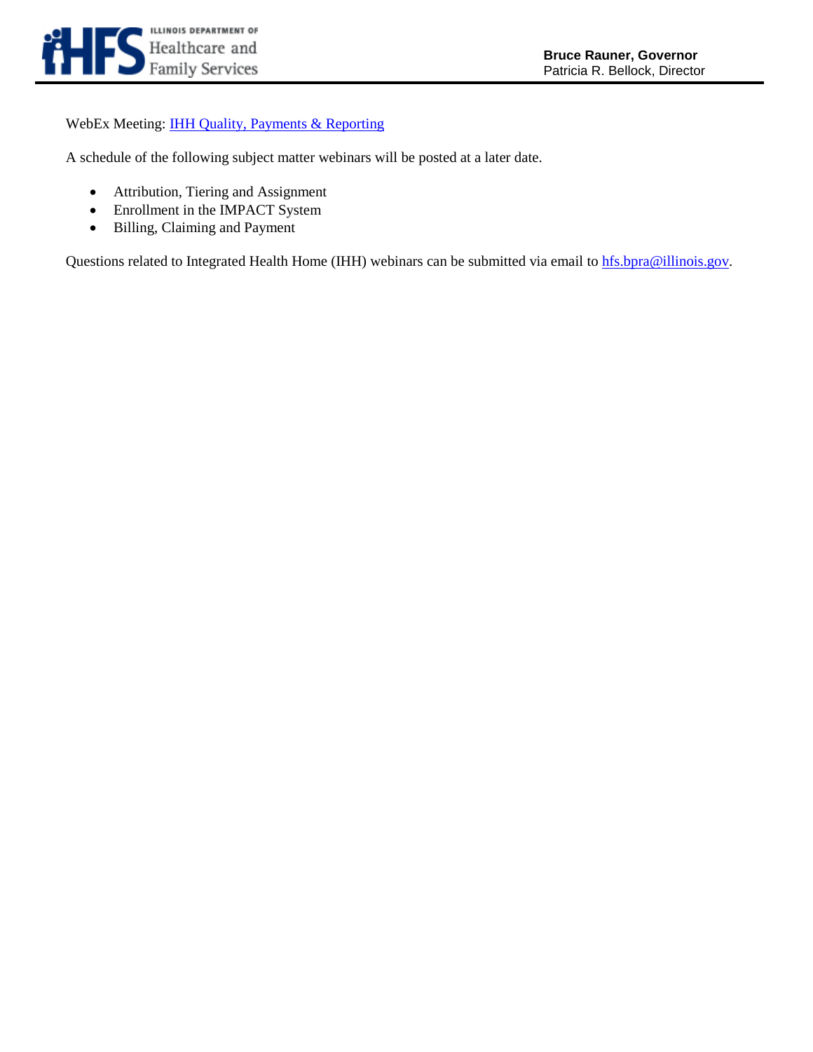WebEx Meeting: IHH Quality, Payments & Reporting

A schedule of the following subject matter webinars will be posted at a later date.

- Attribution, Tiering and Assignment
- Enrollment in the IMPACT System
- Billing, Claiming and Payment

Questions related to Integrated Health Home (IHH) webinars can be submitted via email to hfs.bpra@illinois.gov.